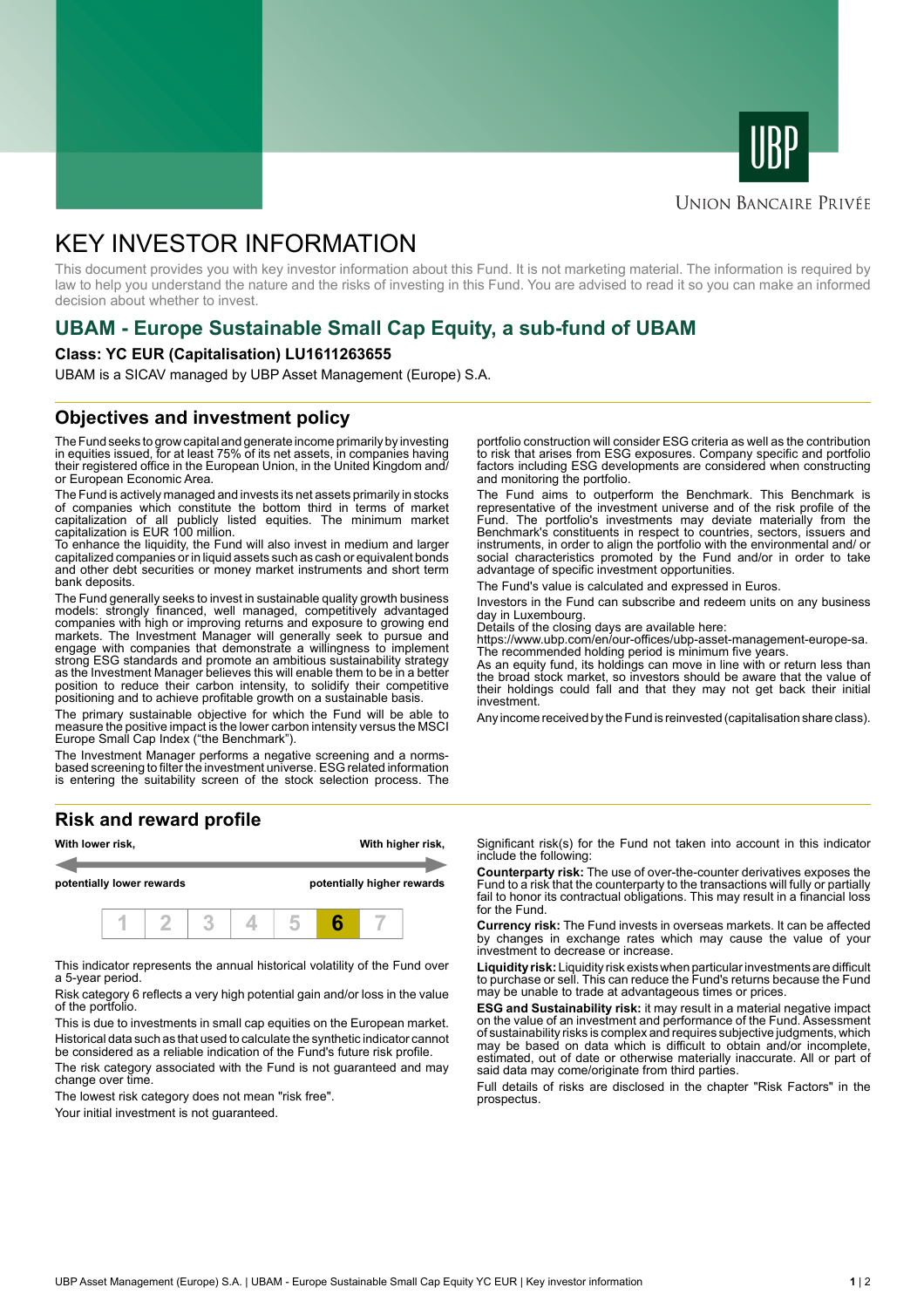UBP

Union Bancaire Privée

# KEY INVESTOR INFORMATION

This document provides you with key investor information about this Fund. It is not marketing material. The information is required by law to help you understand the nature and the risks of investing in this Fund. You are advised to read it so you can make an informed decision about whether to invest.

## UBAM - Europe Sustainable Small Cap Equity, a sub-fund of UBAM

**Class: YC EUR (Capitalisation) LU1611263655**

UBAM is a SICAV managed by UBP Asset Management (Europe) S.A.

## Objectives and investment policy

The Fund seeks to grow capital and generate income primarily by investing in equities issued, for at least 75% of its net assets, in companies having their registered office in the European Union, in the United Kingdom and/ or European Economic Area.

The Fund is actively managed and invests its net assets primarily in stocks of companies which constitute the bottom third in terms of market capitalization of all publicly listed equities. The minimum market capitalization is EUR 100 million.

To enhance the liquidity, the Fund will also invest in medium and larger capitalized companies or in liquid assets such as cash or equivalent bonds and other debt securities or money market instruments and short term bank deposits.

The Fund generally seeks to invest in sustainable quality growth business models: strongly financed, well managed, competitively advantaged companies with high or improving returns and exposure to growing end markets. The Investment Manager will generally seek to pursue and engage with companies that demonstrate a willingness to implement strong ESG standards and promote an ambitious sustainability strategy as the Investment Manager believes this will enable them to be in a better position to reduce their carbon intensity, to solidify their competitive positioning and to achieve profitable growth on a sustainable basis.

The primary sustainable objective for which the Fund will be able to measure the positive impact is the lower carbon intensity versus the MSCI Europe Small Cap Index ("the Benchmark").

The Investment Manager performs a negative screening and a norms-based screening to filter the investment universe. ESG related information is entering the suitability screen of the stock selection process. The portfolio construction will consider ESG criteria as well as the contribution to risk that arises from ESG exposures. Company specific and portfolio factors including ESG developments are considered when constructing and monitoring the portfolio.

The Fund aims to outperform the Benchmark. This Benchmark is representative of the investment universe and of the risk profile of the Fund. The portfolio's investments may deviate materially from the Benchmark's constituents in respect to countries, sectors, issuers and instruments, in order to align the portfolio with the environmental and/ or social characteristics promoted by the Fund and/or in order to take advantage of specific investment opportunities.

The Fund's value is calculated and expressed in Euros.

Investors in the Fund can subscribe and redeem units on any business day in Luxembourg.

Details of the closing days are available here:
https://www.ubp.com/en/our-offices/ubp-asset-management-europe-sa.

The recommended holding period is minimum five years.

As an equity fund, its holdings can move in line with or return less than the broad stock market, so investors should be aware that the value of their holdings could fall and that they may not get back their initial investment.

Any income received by the Fund is reinvested (capitalisation share class).

## Risk and reward profile

**With lower risk,** **potentially lower rewards**

**With higher risk,** **potentially higher rewards**

| 1 | 2 | 3 | 4 | 5 | **6** | 7 |
|---|---|---|---|---|---|---|

This indicator represents the annual historical volatility of the Fund over a 5-year period.

Risk category 6 reflects a very high potential gain and/or loss in the value of the portfolio.

This is due to investments in small cap equities on the European market.

Historical data such as that used to calculate the synthetic indicator cannot be considered as a reliable indication of the Fund's future risk profile.

The risk category associated with the Fund is not guaranteed and may change over time.

The lowest risk category does not mean "risk free".

Your initial investment is not guaranteed.

Significant risk(s) for the Fund not taken into account in this indicator include the following:

**Counterparty risk:** The use of over-the-counter derivatives exposes the Fund to a risk that the counterparty to the transactions will fully or partially fail to honor its contractual obligations. This may result in a financial loss for the Fund.

**Currency risk:** The Fund invests in overseas markets. It can be affected by changes in exchange rates which may cause the value of your investment to decrease or increase.

**Liquidity risk:** Liquidity risk exists when particular investments are difficult to purchase or sell. This can reduce the Fund's returns because the Fund may be unable to trade at advantageous times or prices.

**ESG and Sustainability risk:** it may result in a material negative impact on the value of an investment and performance of the Fund. Assessment of sustainability risks is complex and requires subjective judgments, which may be based on data which is difficult to obtain and/or incomplete, estimated, out of date or otherwise materially inaccurate. All or part of said data may come/originate from third parties.

Full details of risks are disclosed in the chapter "Risk Factors" in the prospectus.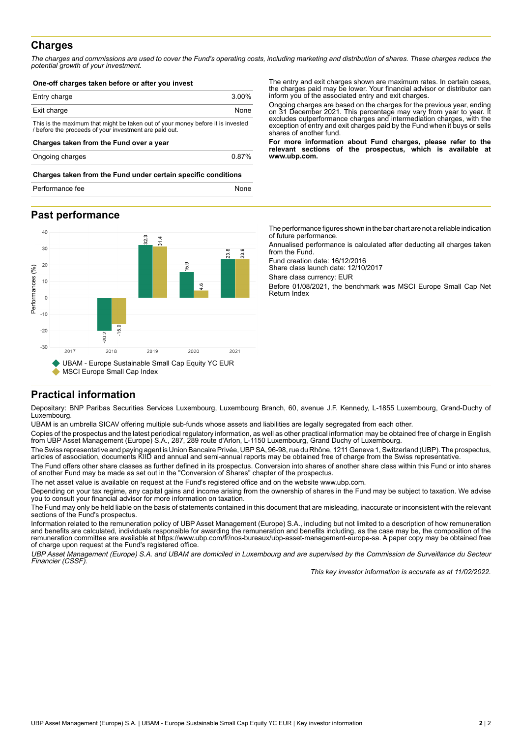## Charges

*The charges and commissions are used to cover the Fund's operating costs, including marketing and distribution of shares. These charges reduce the potential growth of your investment.*

| One-off charges taken before or after you invest | |
|---|---|
| Entry charge | 3.00% |
| Exit charge | None |

This is the maximum that might be taken out of your money before it is invested / before the proceeds of your investment are paid out.

| Charges taken from the Fund over a year | |
|---|---|
| Ongoing charges | 0.87% |

| Charges taken from the Fund under certain specific conditions | |
|---|---|
| Performance fee | None |

The entry and exit charges shown are maximum rates. In certain cases, the charges paid may be lower. Your financial advisor or distributor can inform you of the associated entry and exit charges.

Ongoing charges are based on the charges for the previous year, ending on 31 December 2021. This percentage may vary from year to year. It excludes outperformance charges and intermediation charges, with the exception of entry and exit charges paid by the Fund when it buys or sells shares of another fund.

**For more information about Fund charges, please refer to the relevant sections of the prospectus, which is available at www.ubp.com.**

## Past performance

Performances (%)

40
30
20
10
0
-10
-20
-30

2017 2018 2019 2020 2021

-20.2 -15.9 32.3 31.4 15.9 4.6 23.8 23.8

UBAM - Europe Sustainable Small Cap Equity YC EUR
MSCI Europe Small Cap Index

The performance figures shown in the bar chart are not a reliable indication of future performance.

Annualised performance is calculated after deducting all charges taken from the Fund.

Fund creation date: 16/12/2016
Share class launch date: 12/10/2017

Share class currency: EUR

Before 01/08/2021, the benchmark was MSCI Europe Small Cap Net Return Index

## Practical information

Depositary: BNP Paribas Securities Services Luxembourg, Luxembourg Branch, 60, avenue J.F. Kennedy, L-1855 Luxembourg, Grand-Duchy of Luxembourg.

UBAM is an umbrella SICAV offering multiple sub-funds whose assets and liabilities are legally segregated from each other.

Copies of the prospectus and the latest periodical regulatory information, as well as other practical information may be obtained free of charge in English from UBP Asset Management (Europe) S.A., 287, 289 route d'Arlon, L-1150 Luxembourg, Grand Duchy of Luxembourg.

The Swiss representative and paying agent is Union Bancaire Privée, UBP SA, 96-98, rue du Rhône, 1211 Geneva 1, Switzerland (UBP). The prospectus, articles of association, documents KIID and annual and semi-annual reports may be obtained free of charge from the Swiss representative.

The Fund offers other share classes as further defined in its prospectus. Conversion into shares of another share class within this Fund or into shares of another Fund may be made as set out in the "Conversion of Shares" chapter of the prospectus.

The net asset value is available on request at the Fund's registered office and on the website www.ubp.com.

Depending on your tax regime, any capital gains and income arising from the ownership of shares in the Fund may be subject to taxation. We advise you to consult your financial advisor for more information on taxation.

The Fund may only be held liable on the basis of statements contained in this document that are misleading, inaccurate or inconsistent with the relevant sections of the Fund's prospectus.

Information related to the remuneration policy of UBP Asset Management (Europe) S.A., including but not limited to a description of how remuneration and benefits are calculated, individuals responsible for awarding the remuneration and benefits including, as the case may be, the composition of the remuneration committee are available at https://www.ubp.com/fr/nos-bureaux/ubp-asset-management-europe-sa. A paper copy may be obtained free of charge upon request at the Fund's registered office.

*UBP Asset Management (Europe) S.A. and UBAM are domiciled in Luxembourg and are supervised by the Commission de Surveillance du Secteur Financier (CSSF).*

*This key investor information is accurate as at 11/02/2022.*